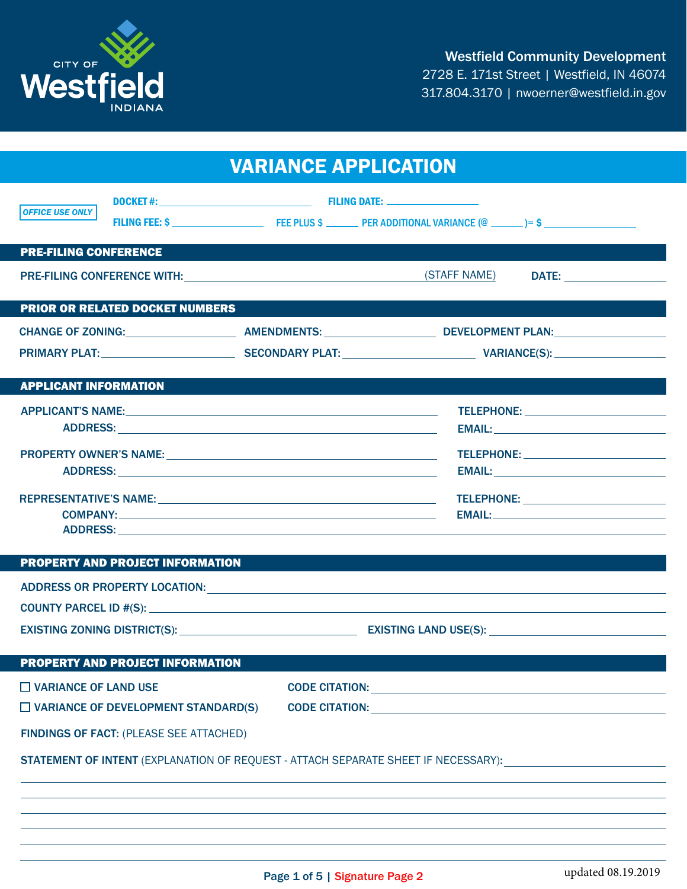CITY OF **Westfield** INDIANA

**Westfield Community Development**
2728 E. 171st Street | Westfield, IN 46074
317.804.3170 | nwoerner@westfield.in.gov

# VARIANCE APPLICATION

*OFFICE USE ONLY*

DOCKET #: ____________________ FILING DATE: ____________

FILING FEE: $ ____________ FEE PLUS $ ______ PER ADDITIONAL VARIANCE (@ ______)= $ ____________

## PRE-FILING CONFERENCE

PRE-FILING CONFERENCE WITH: ______________________________ (STAFF NAME) DATE: ____________

## PRIOR OR RELATED DOCKET NUMBERS

CHANGE OF ZONING: ____________ AMENDMENTS: ____________ DEVELOPMENT PLAN: ____________

PRIMARY PLAT: ____________ SECONDARY PLAT: ____________ VARIANCE(S): ____________

## APPLICANT INFORMATION

APPLICANT'S NAME: ______________________________ TELEPHONE: ____________
ADDRESS: ______________________________ EMAIL: ____________

PROPERTY OWNER'S NAME: ______________________________ TELEPHONE: ____________
ADDRESS: ______________________________ EMAIL: ____________

REPRESENTATIVE'S NAME: ______________________________ TELEPHONE: ____________
COMPANY: ______________________________ EMAIL: ____________
ADDRESS: ______________________________

## PROPERTY AND PROJECT INFORMATION

ADDRESS OR PROPERTY LOCATION: ______________________________

COUNTY PARCEL ID #(S): ______________________________

EXISTING ZONING DISTRICT(S): ____________ EXISTING LAND USE(S): ____________

## PROPERTY AND PROJECT INFORMATION

☐ VARIANCE OF LAND USE CODE CITATION: ______________________________

☐ VARIANCE OF DEVELOPMENT STANDARD(S) CODE CITATION: ______________________________

**FINDINGS OF FACT:** (PLEASE SEE ATTACHED)

**STATEMENT OF INTENT** (EXPLANATION OF REQUEST - ATTACH SEPARATE SHEET IF NECESSARY): ______________________________

______________________________

______________________________

______________________________

______________________________

______________________________

______________________________

Signature Page 2

updated 08.19.2019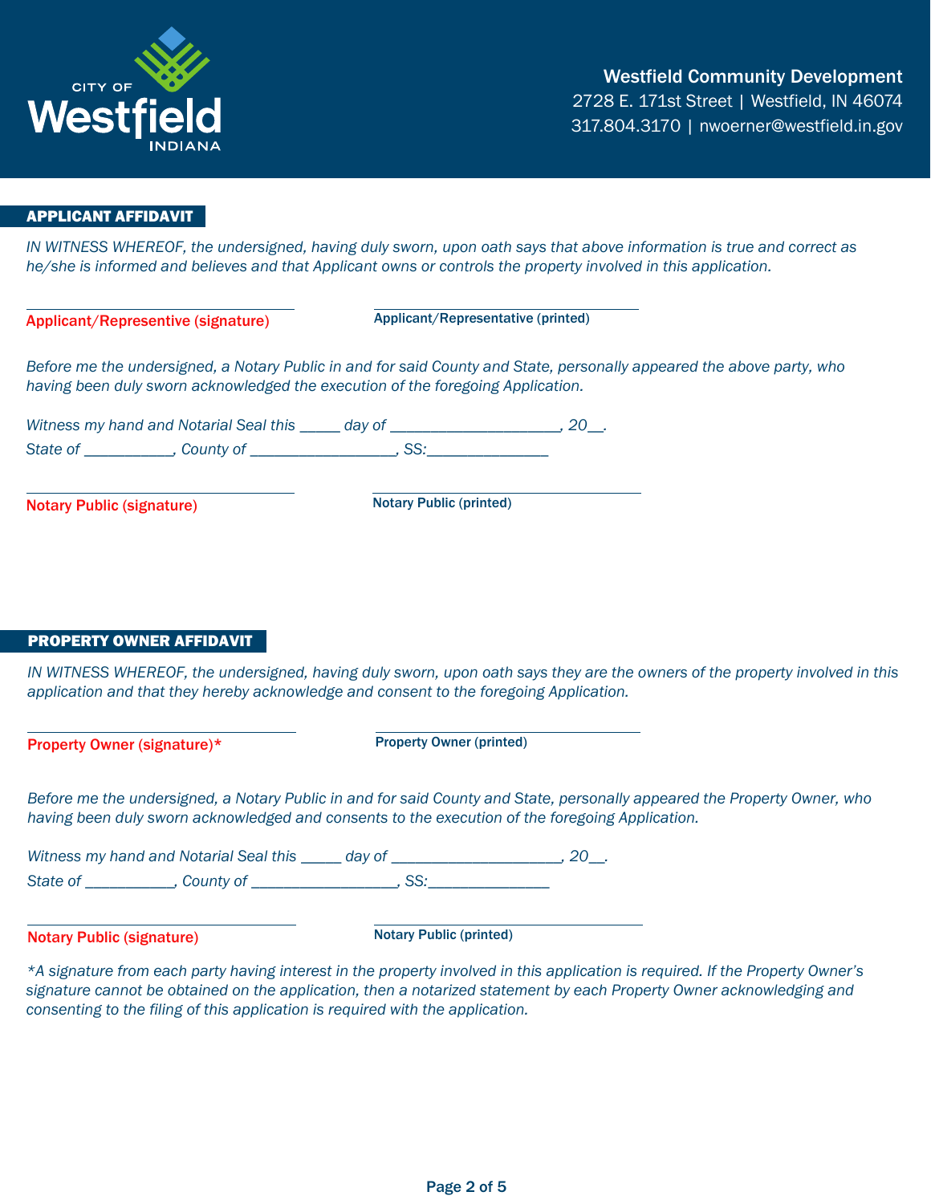**Westfield Community Development**
2728 E. 171st Street | Westfield, IN 46074
317.804.3170 | nwoerner@westfield.in.gov

## APPLICANT AFFIDAVIT

*IN WITNESS WHEREOF, the undersigned, having duly sworn, upon oath says that above information is true and correct as he/she is informed and believes and that Applicant owns or controls the property involved in this application.*

\_\_\_\_\_\_\_\_\_\_\_\_\_\_\_\_\_\_\_\_\_\_\_\_\_\_\_\_\_\_ \_\_\_\_\_\_\_\_\_\_\_\_\_\_\_\_\_\_\_\_\_\_\_\_\_\_\_\_\_\_
**Applicant/Representive (signature)** **Applicant/Representative (printed)**

*Before me the undersigned, a Notary Public in and for said County and State, personally appeared the above party, who having been duly sworn acknowledged the execution of the foregoing Application.*

*Witness my hand and Notarial Seal this _____ day of ____________________, 20__.*
*State of __________, County of _________________, SS:______________*

\_\_\_\_\_\_\_\_\_\_\_\_\_\_\_\_\_\_\_\_\_\_\_\_\_\_\_\_\_\_ \_\_\_\_\_\_\_\_\_\_\_\_\_\_\_\_\_\_\_\_\_\_\_\_\_\_\_\_\_\_
**Notary Public (signature)** **Notary Public (printed)**

## PROPERTY OWNER AFFIDAVIT

*IN WITNESS WHEREOF, the undersigned, having duly sworn, upon oath says they are the owners of the property involved in this application and that they hereby acknowledge and consent to the foregoing Application.*

\_\_\_\_\_\_\_\_\_\_\_\_\_\_\_\_\_\_\_\_\_\_\_\_\_\_\_\_\_\_ \_\_\_\_\_\_\_\_\_\_\_\_\_\_\_\_\_\_\_\_\_\_\_\_\_\_\_\_\_\_
**Property Owner (signature)*** **Property Owner (printed)**

*Before me the undersigned, a Notary Public in and for said County and State, personally appeared the Property Owner, who having been duly sworn acknowledged and consents to the execution of the foregoing Application.*

*Witness my hand and Notarial Seal this _____ day of ____________________, 20__.*
*State of __________, County of _________________, SS:______________*

\_\_\_\_\_\_\_\_\_\_\_\_\_\_\_\_\_\_\_\_\_\_\_\_\_\_\_\_\_\_ \_\_\_\_\_\_\_\_\_\_\_\_\_\_\_\_\_\_\_\_\_\_\_\_\_\_\_\_\_\_
**Notary Public (signature)** **Notary Public (printed)**

*\*A signature from each party having interest in the property involved in this application is required. If the Property Owner's signature cannot be obtained on the application, then a notarized statement by each Property Owner acknowledging and consenting to the filing of this application is required with the application.*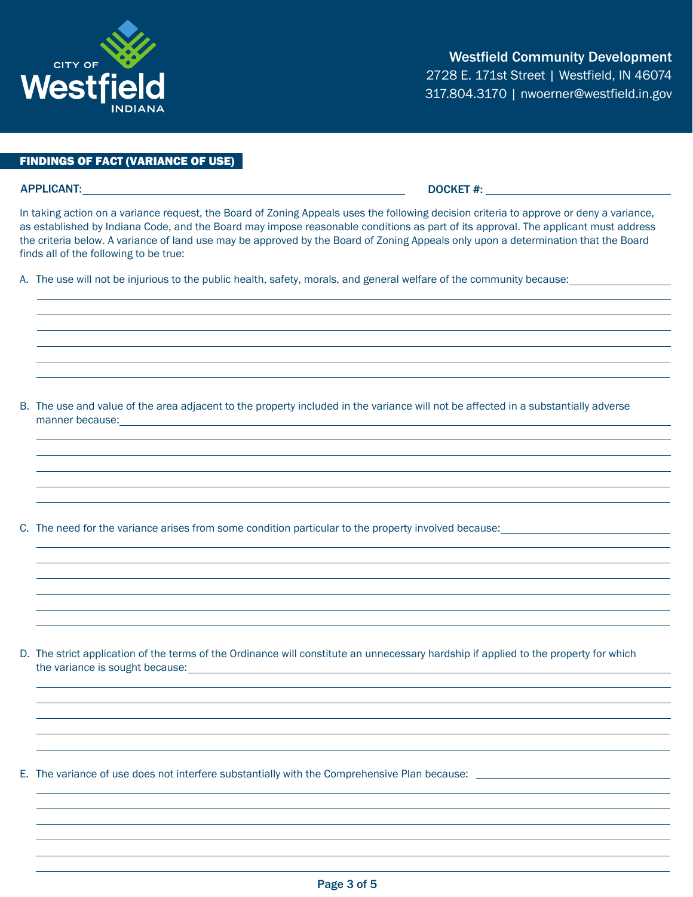Westfield Community Development
2728 E. 171st Street | Westfield, IN 46074
317.804.3170 | nwoerner@westfield.in.gov

## FINDINGS OF FACT (VARIANCE OF USE)

APPLICANT: ______________________________ DOCKET #: ______________________________

In taking action on a variance request, the Board of Zoning Appeals uses the following decision criteria to approve or deny a variance, as established by Indiana Code, and the Board may impose reasonable conditions as part of its approval. The applicant must address the criteria below. A variance of land use may be approved by the Board of Zoning Appeals only upon a determination that the Board finds all of the following to be true:

A. The use will not be injurious to the public health, safety, morals, and general welfare of the community because: ______________________________

B. The use and value of the area adjacent to the property included in the variance will not be affected in a substantially adverse manner because: ______________________________

C. The need for the variance arises from some condition particular to the property involved because: ______________________________

D. The strict application of the terms of the Ordinance will constitute an unnecessary hardship if applied to the property for which the variance is sought because: ______________________________

E. The variance of use does not interfere substantially with the Comprehensive Plan because: ______________________________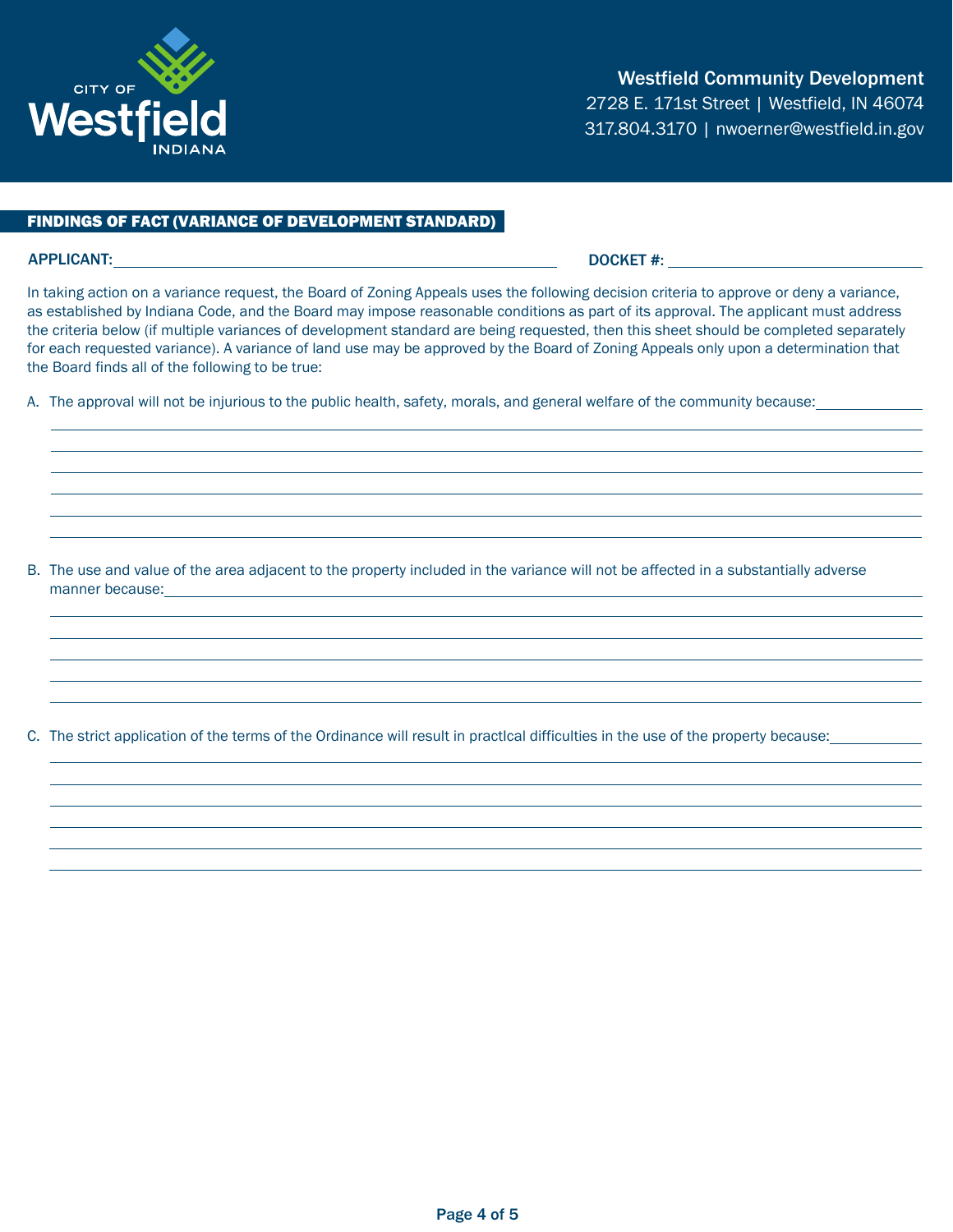Westfield Community Development
2728 E. 171st Street | Westfield, IN 46074
317.804.3170 | nwoerner@westfield.in.gov

## FINDINGS OF FACT (VARIANCE OF DEVELOPMENT STANDARD)

APPLICANT: ______________________________ DOCKET #: ______________________

In taking action on a variance request, the Board of Zoning Appeals uses the following decision criteria to approve or deny a variance, as established by Indiana Code, and the Board may impose reasonable conditions as part of its approval. The applicant must address the criteria below (if multiple variances of development standard are being requested, then this sheet should be completed separately for each requested variance). A variance of land use may be approved by the Board of Zoning Appeals only upon a determination that the Board finds all of the following to be true:

A. The approval will not be injurious to the public health, safety, morals, and general welfare of the community because: ______________________________

B. The use and value of the area adjacent to the property included in the variance will not be affected in a substantially adverse manner because: ______________________________

C. The strict application of the terms of the Ordinance will result in practlcal difficulties in the use of the property because: ______________________________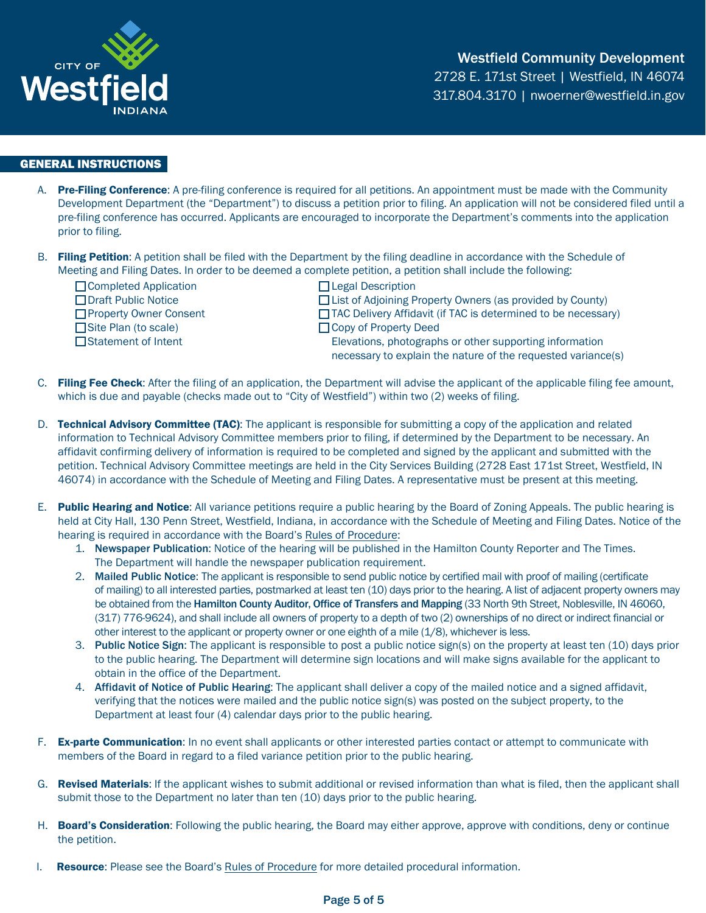**Westfield Community Development**
2728 E. 171st Street | Westfield, IN 46074
317.804.3170 | nwoerner@westfield.in.gov

## GENERAL INSTRUCTIONS

A. **Pre-Filing Conference**: A pre-filing conference is required for all petitions. An appointment must be made with the Community Development Department (the "Department") to discuss a petition prior to filing. An application will not be considered filed until a pre-filing conference has occurred. Applicants are encouraged to incorporate the Department's comments into the application prior to filing.

B. **Filing Petition**: A petition shall be filed with the Department by the filing deadline in accordance with the Schedule of Meeting and Filing Dates. In order to be deemed a complete petition, a petition shall include the following:

- ☐ Completed Application
- ☐ Draft Public Notice
- ☐ Property Owner Consent
- ☐ Site Plan (to scale)
- ☐ Statement of Intent
- ☐ Legal Description
- ☐ List of Adjoining Property Owners (as provided by County)
- ☐ TAC Delivery Affidavit (if TAC is determined to be necessary)
- ☐ Copy of Property Deed
- Elevations, photographs or other supporting information necessary to explain the nature of the requested variance(s)

C. **Filing Fee Check**: After the filing of an application, the Department will advise the applicant of the applicable filing fee amount, which is due and payable (checks made out to "City of Westfield") within two (2) weeks of filing.

D. **Technical Advisory Committee (TAC)**: The applicant is responsible for submitting a copy of the application and related information to Technical Advisory Committee members prior to filing, if determined by the Department to be necessary. An affidavit confirming delivery of information is required to be completed and signed by the applicant and submitted with the petition. Technical Advisory Committee meetings are held in the City Services Building (2728 East 171st Street, Westfield, IN 46074) in accordance with the Schedule of Meeting and Filing Dates. A representative must be present at this meeting.

E. **Public Hearing and Notice**: All variance petitions require a public hearing by the Board of Zoning Appeals. The public hearing is held at City Hall, 130 Penn Street, Westfield, Indiana, in accordance with the Schedule of Meeting and Filing Dates. Notice of the hearing is required in accordance with the Board's Rules of Procedure:

1. **Newspaper Publication**: Notice of the hearing will be published in the Hamilton County Reporter and The Times. The Department will handle the newspaper publication requirement.
2. **Mailed Public Notice**: The applicant is responsible to send public notice by certified mail with proof of mailing (certificate of mailing) to all interested parties, postmarked at least ten (10) days prior to the hearing. A list of adjacent property owners may be obtained from the **Hamilton County Auditor, Office of Transfers and Mapping** (33 North 9th Street, Noblesville, IN 46060, (317) 776-9624), and shall include all owners of property to a depth of two (2) ownerships of no direct or indirect financial or other interest to the applicant or property owner or one eighth of a mile (1/8), whichever is less.
3. **Public Notice Sign**: The applicant is responsible to post a public notice sign(s) on the property at least ten (10) days prior to the public hearing. The Department will determine sign locations and will make signs available for the applicant to obtain in the office of the Department.
4. **Affidavit of Notice of Public Hearing**: The applicant shall deliver a copy of the mailed notice and a signed affidavit, verifying that the notices were mailed and the public notice sign(s) was posted on the subject property, to the Department at least four (4) calendar days prior to the public hearing.

F. **Ex-parte Communication**: In no event shall applicants or other interested parties contact or attempt to communicate with members of the Board in regard to a filed variance petition prior to the public hearing.

G. **Revised Materials**: If the applicant wishes to submit additional or revised information than what is filed, then the applicant shall submit those to the Department no later than ten (10) days prior to the public hearing.

H. **Board's Consideration**: Following the public hearing, the Board may either approve, approve with conditions, deny or continue the petition.

I. **Resource**: Please see the Board's Rules of Procedure for more detailed procedural information.